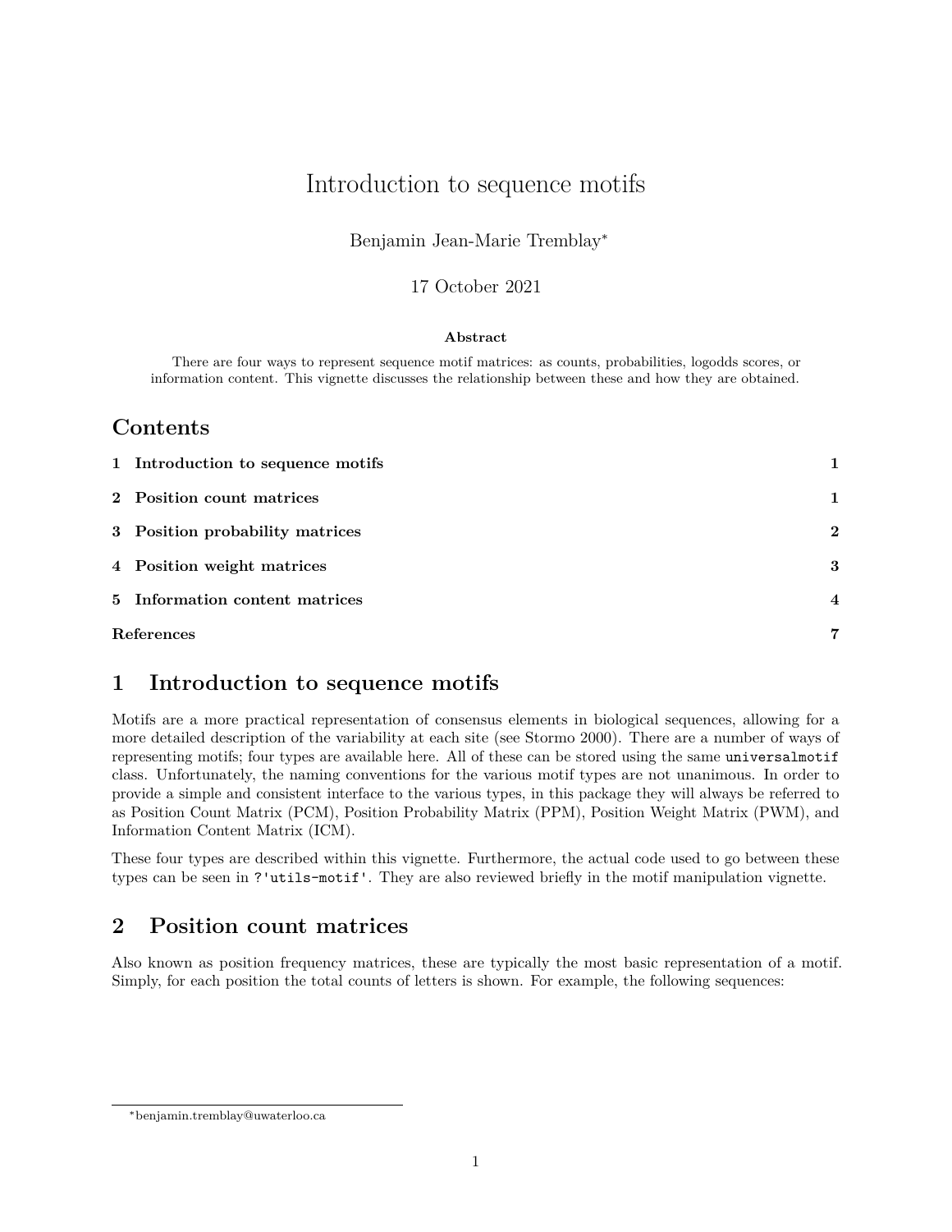# Introduction to sequence motifs

Benjamin Jean-Marie Tremblay*

17 October 2021

**Abstract**

There are four ways to represent sequence motif matrices: as counts, probabilities, logodds scores, or information content. This vignette discusses the relationship between these and how they are obtained.

## Contents

| | |
|---|---|
| **1 Introduction to sequence motifs** | **1** |
| **2 Position count matrices** | **1** |
| **3 Position probability matrices** | **2** |
| **4 Position weight matrices** | **3** |
| **5 Information content matrices** | **4** |
| **References** | **7** |

## 1 Introduction to sequence motifs

Motifs are a more practical representation of consensus elements in biological sequences, allowing for a more detailed description of the variability at each site (see Stormo 2000). There are a number of ways of representing motifs; four types are available here. All of these can be stored using the same `universalmotif` class. Unfortunately, the naming conventions for the various motif types are not unanimous. In order to provide a simple and consistent interface to the various types, in this package they will always be referred to as Position Count Matrix (PCM), Position Probability Matrix (PPM), Position Weight Matrix (PWM), and Information Content Matrix (ICM).

These four types are described within this vignette. Furthermore, the actual code used to go between these types can be seen in `?'utils-motif'`. They are also reviewed briefly in the motif manipulation vignette.

## 2 Position count matrices

Also known as position frequency matrices, these are typically the most basic representation of a motif. Simply, for each position the total counts of letters is shown. For example, the following sequences:

*benjamin.tremblay@uwaterloo.ca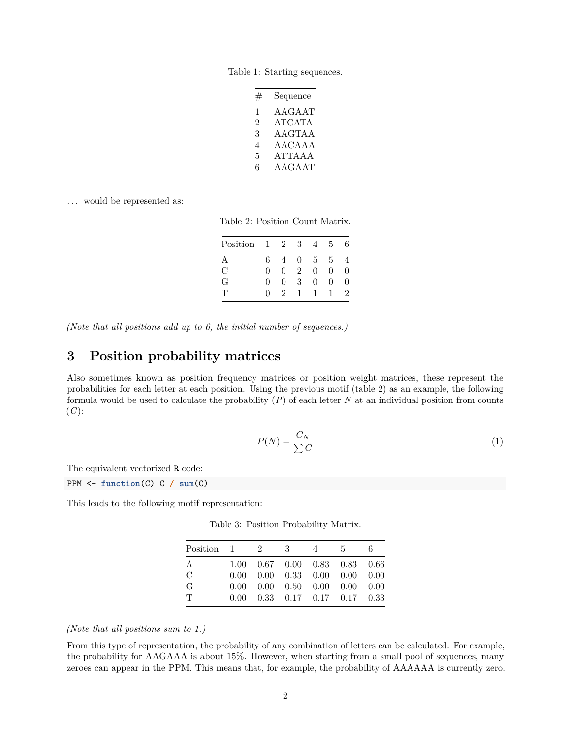Table 1: Starting sequences.

| # | Sequence |
|---|---|
| 1 | AAGAAT |
| 2 | ATCATA |
| 3 | AAGTAA |
| 4 | AACAAA |
| 5 | ATTAAA |
| 6 | AAGAAT |

... would be represented as:

Table 2: Position Count Matrix.

| Position | 1 | 2 | 3 | 4 | 5 | 6 |
|---|---|---|---|---|---|---|
| A | 6 | 4 | 0 | 5 | 5 | 4 |
| C | 0 | 0 | 2 | 0 | 0 | 0 |
| G | 0 | 0 | 3 | 0 | 0 | 0 |
| T | 0 | 2 | 1 | 1 | 1 | 2 |

*(Note that all positions add up to 6, the initial number of sequences.)*

## 3 Position probability matrices

Also sometimes known as position frequency matrices or position weight matrices, these represent the probabilities for each letter at each position. Using the previous motif (table 2) as an example, the following formula would be used to calculate the probability ($P$) of each letter $N$ at an individual position from counts ($C$):

$$P(N) = \frac{C_N}{\sum C} \tag{1}$$

The equivalent vectorized R code:

```
PPM <- function(C) C / sum(C)
```

This leads to the following motif representation:

Table 3: Position Probability Matrix.

| Position | 1 | 2 | 3 | 4 | 5 | 6 |
|---|---|---|---|---|---|---|
| A | 1.00 | 0.67 | 0.00 | 0.83 | 0.83 | 0.66 |
| C | 0.00 | 0.00 | 0.33 | 0.00 | 0.00 | 0.00 |
| G | 0.00 | 0.00 | 0.50 | 0.00 | 0.00 | 0.00 |
| T | 0.00 | 0.33 | 0.17 | 0.17 | 0.17 | 0.33 |

*(Note that all positions sum to 1.)*

From this type of representation, the probability of any combination of letters can be calculated. For example, the probability for AAGAAA is about 15%. However, when starting from a small pool of sequences, many zeroes can appear in the PPM. This means that, for example, the probability of AAAAAA is currently zero.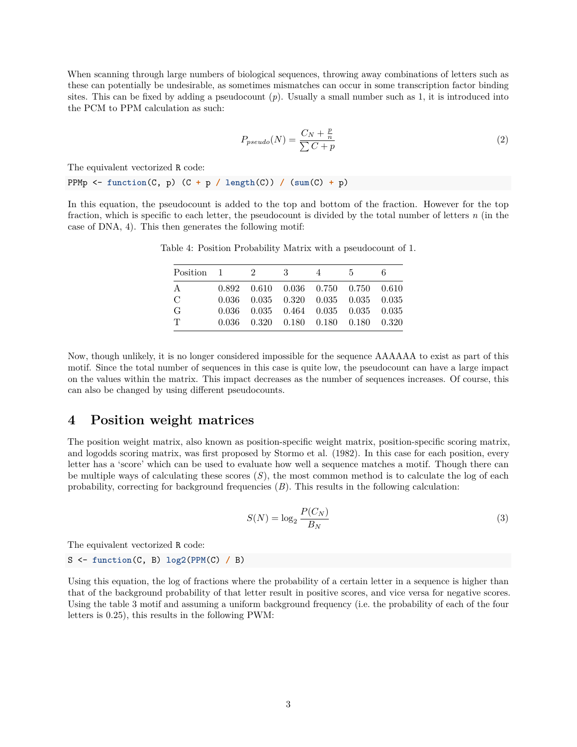When scanning through large numbers of biological sequences, throwing away combinations of letters such as these can potentially be undesirable, as sometimes mismatches can occur in some transcription factor binding sites. This can be fixed by adding a pseudocount ($p$). Usually a small number such as 1, it is introduced into the PCM to PPM calculation as such:

$$P_{pseudo}(N) = \frac{C_N + \frac{p}{n}}{\sum C + p} \tag{2}$$

The equivalent vectorized R code:

```
PPMp <- function(C, p) (C + p / length(C)) / (sum(C) + p)
```

In this equation, the pseudocount is added to the top and bottom of the fraction. However for the top fraction, which is specific to each letter, the pseudocount is divided by the total number of letters $n$ (in the case of DNA, 4). This then generates the following motif:

Table 4: Position Probability Matrix with a pseudocount of 1.

| Position | 1 | 2 | 3 | 4 | 5 | 6 |
|---|---|---|---|---|---|---|
| A | 0.892 | 0.610 | 0.036 | 0.750 | 0.750 | 0.610 |
| C | 0.036 | 0.035 | 0.320 | 0.035 | 0.035 | 0.035 |
| G | 0.036 | 0.035 | 0.464 | 0.035 | 0.035 | 0.035 |
| T | 0.036 | 0.320 | 0.180 | 0.180 | 0.180 | 0.320 |

Now, though unlikely, it is no longer considered impossible for the sequence AAAAAA to exist as part of this motif. Since the total number of sequences in this case is quite low, the pseudocount can have a large impact on the values within the matrix. This impact decreases as the number of sequences increases. Of course, this can also be changed by using different pseudocounts.

## 4 Position weight matrices

The position weight matrix, also known as position-specific weight matrix, position-specific scoring matrix, and logodds scoring matrix, was first proposed by Stormo et al. (1982). In this case for each position, every letter has a 'score' which can be used to evaluate how well a sequence matches a motif. Though there can be multiple ways of calculating these scores ($S$), the most common method is to calculate the log of each probability, correcting for background frequencies ($B$). This results in the following calculation:

$$S(N) = \log_2 \frac{P(C_N)}{B_N} \tag{3}$$

The equivalent vectorized R code:

```
S <- function(C, B) log2(PPM(C) / B)
```

Using this equation, the log of fractions where the probability of a certain letter in a sequence is higher than that of the background probability of that letter result in positive scores, and vice versa for negative scores. Using the table 3 motif and assuming a uniform background frequency (i.e. the probability of each of the four letters is 0.25), this results in the following PWM: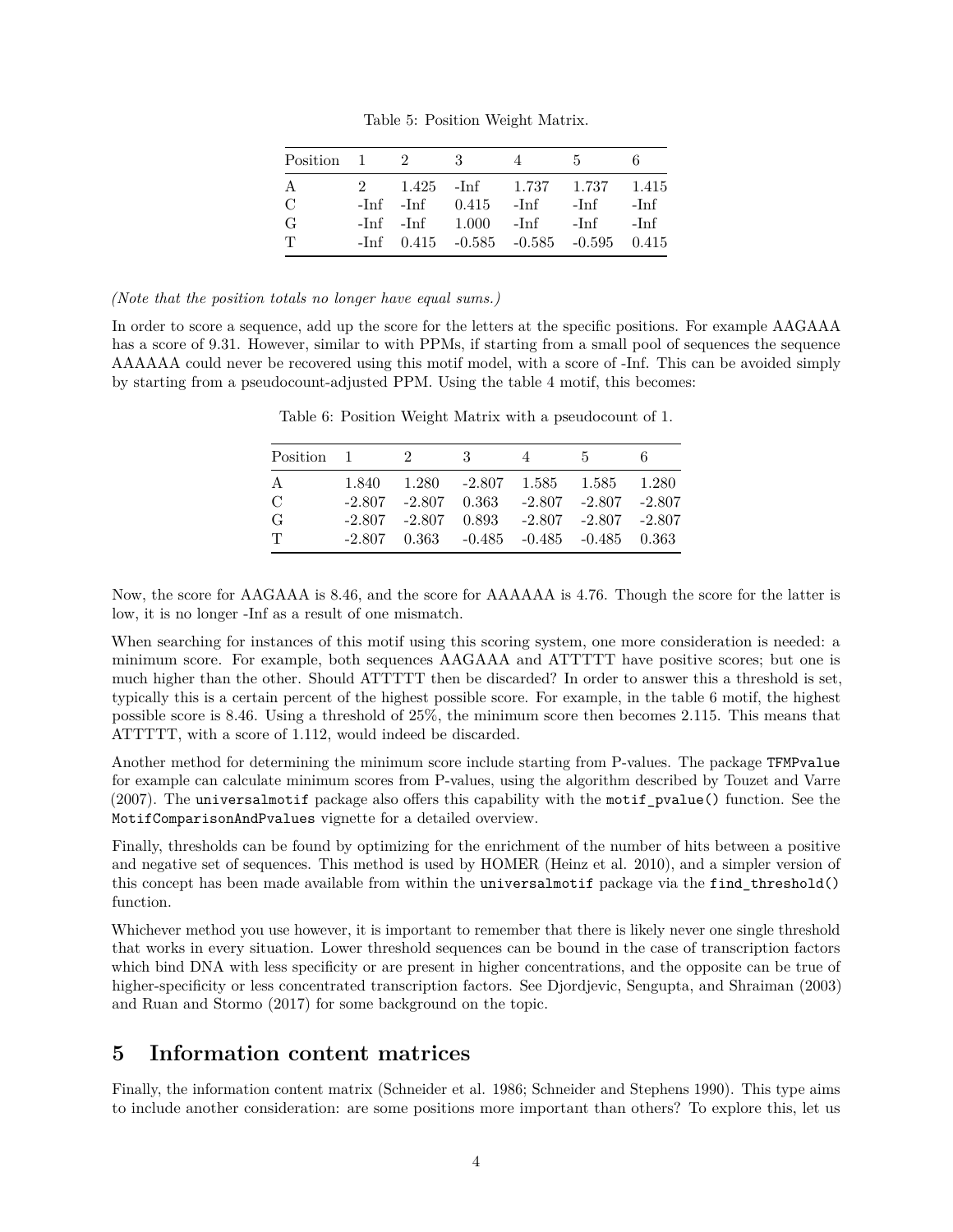Table 5: Position Weight Matrix.

| Position | 1 | 2 | 3 | 4 | 5 | 6 |
|---|---|---|---|---|---|---|
| A | 2 | 1.425 | -Inf | 1.737 | 1.737 | 1.415 |
| C | -Inf | -Inf | 0.415 | -Inf | -Inf | -Inf |
| G | -Inf | -Inf | 1.000 | -Inf | -Inf | -Inf |
| T | -Inf | 0.415 | -0.585 | -0.585 | -0.595 | 0.415 |

*(Note that the position totals no longer have equal sums.)*

In order to score a sequence, add up the score for the letters at the specific positions. For example AAGAAA has a score of 9.31. However, similar to with PPMs, if starting from a small pool of sequences the sequence AAAAAA could never be recovered using this motif model, with a score of -Inf. This can be avoided simply by starting from a pseudocount-adjusted PPM. Using the table 4 motif, this becomes:

Table 6: Position Weight Matrix with a pseudocount of 1.

| Position | 1 | 2 | 3 | 4 | 5 | 6 |
|---|---|---|---|---|---|---|
| A | 1.840 | 1.280 | -2.807 | 1.585 | 1.585 | 1.280 |
| C | -2.807 | -2.807 | 0.363 | -2.807 | -2.807 | -2.807 |
| G | -2.807 | -2.807 | 0.893 | -2.807 | -2.807 | -2.807 |
| T | -2.807 | 0.363 | -0.485 | -0.485 | -0.485 | 0.363 |

Now, the score for AAGAAA is 8.46, and the score for AAAAAA is 4.76. Though the score for the latter is low, it is no longer -Inf as a result of one mismatch.

When searching for instances of this motif using this scoring system, one more consideration is needed: a minimum score. For example, both sequences AAGAAA and ATTTTT have positive scores; but one is much higher than the other. Should ATTTTT then be discarded? In order to answer this a threshold is set, typically this is a certain percent of the highest possible score. For example, in the table 6 motif, the highest possible score is 8.46. Using a threshold of 25%, the minimum score then becomes 2.115. This means that ATTTTT, with a score of 1.112, would indeed be discarded.

Another method for determining the minimum score include starting from P-values. The package `TFMPvalue` for example can calculate minimum scores from P-values, using the algorithm described by Touzet and Varre (2007). The `universalmotif` package also offers this capability with the `motif_pvalue()` function. See the `MotifComparisonAndPvalues` vignette for a detailed overview.

Finally, thresholds can be found by optimizing for the enrichment of the number of hits between a positive and negative set of sequences. This method is used by HOMER (Heinz et al. 2010), and a simpler version of this concept has been made available from within the `universalmotif` package via the `find_threshold()` function.

Whichever method you use however, it is important to remember that there is likely never one single threshold that works in every situation. Lower threshold sequences can be bound in the case of transcription factors which bind DNA with less specificity or are present in higher concentrations, and the opposite can be true of higher-specificity or less concentrated transcription factors. See Djordjevic, Sengupta, and Shraiman (2003) and Ruan and Stormo (2017) for some background on the topic.

# 5 Information content matrices

Finally, the information content matrix (Schneider et al. 1986; Schneider and Stephens 1990). This type aims to include another consideration: are some positions more important than others? To explore this, let us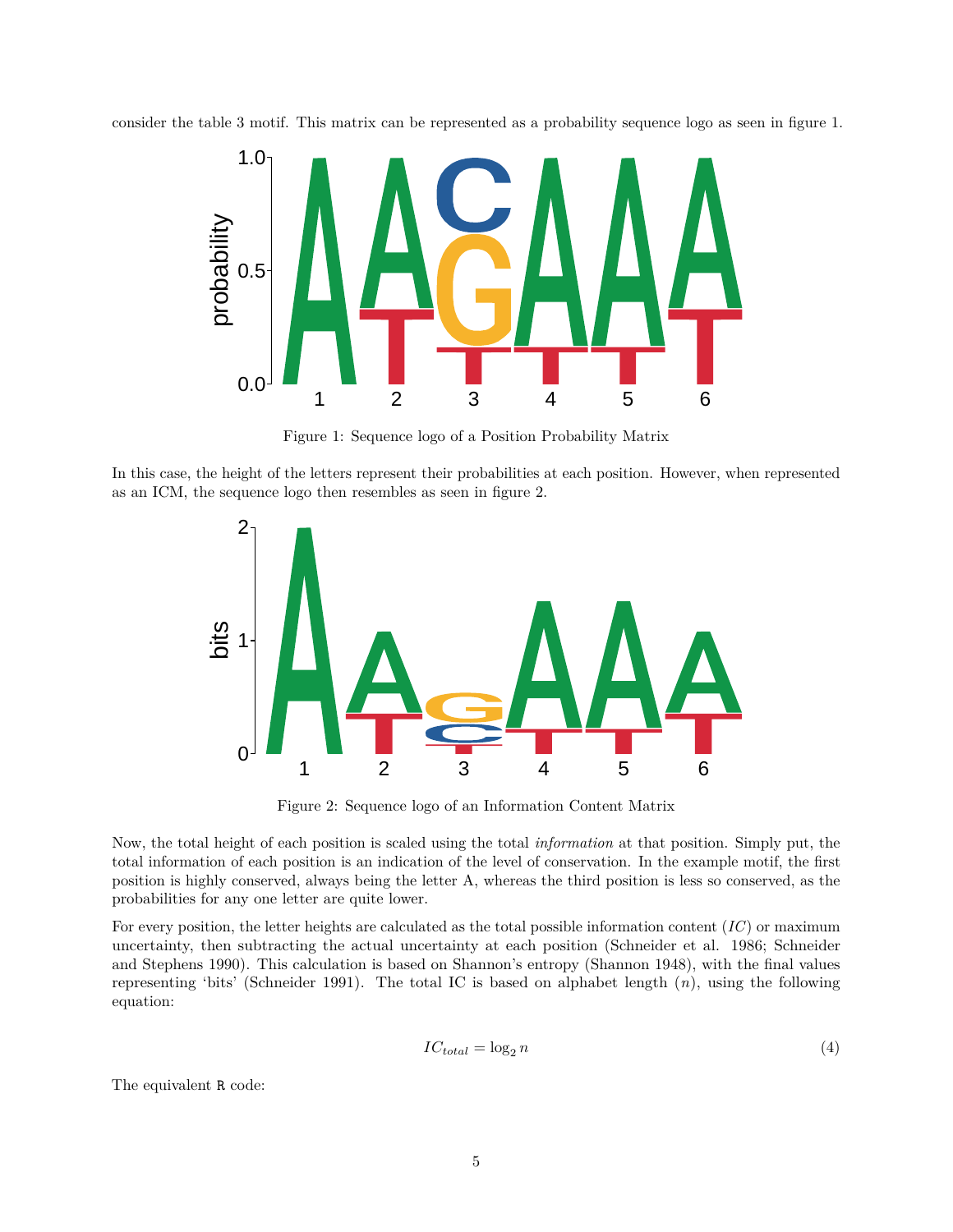consider the table 3 motif. This matrix can be represented as a probability sequence logo as seen in figure 1.

Figure 1: Sequence logo of a Position Probability Matrix

In this case, the height of the letters represent their probabilities at each position. However, when represented as an ICM, the sequence logo then resembles as seen in figure 2.

Figure 2: Sequence logo of an Information Content Matrix

Now, the total height of each position is scaled using the total *information* at that position. Simply put, the total information of each position is an indication of the level of conservation. In the example motif, the first position is highly conserved, always being the letter A, whereas the third position is less so conserved, as the probabilities for any one letter are quite lower.

For every position, the letter heights are calculated as the total possible information content ($IC$) or maximum uncertainty, then subtracting the actual uncertainty at each position (Schneider et al. 1986; Schneider and Stephens 1990). This calculation is based on Shannon's entropy (Shannon 1948), with the final values representing 'bits' (Schneider 1991). The total IC is based on alphabet length ($n$), using the following equation:

$$IC_{total} = \log_2 n \tag{4}$$

The equivalent R code: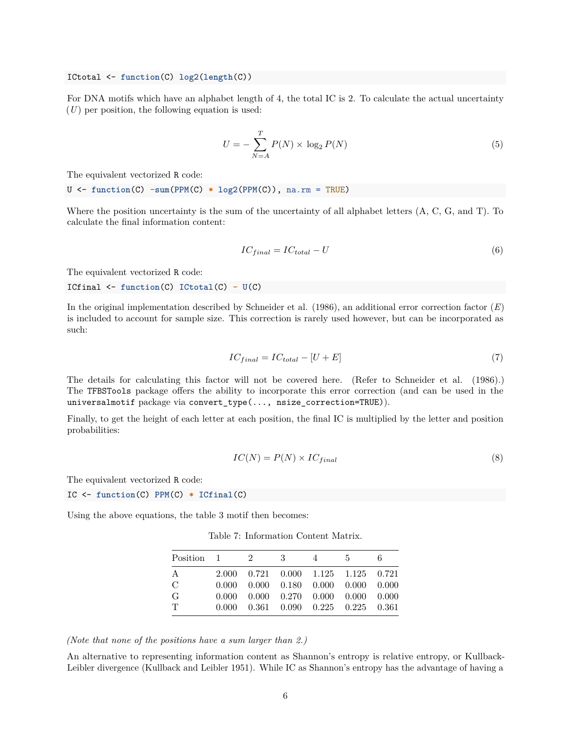```
ICtotal <- function(C) log2(length(C))
```

For DNA motifs which have an alphabet length of 4, the total IC is 2. To calculate the actual uncertainty ($U$) per position, the following equation is used:

$$U = -\sum_{N=A}^{T} P(N) \times \log_2 P(N) \tag{5}$$

The equivalent vectorized R code:

```
U <- function(C) -sum(PPM(C) * log2(PPM(C)), na.rm = TRUE)
```

Where the position uncertainty is the sum of the uncertainty of all alphabet letters (A, C, G, and T). To calculate the final information content:

$$IC_{final} = IC_{total} - U \tag{6}$$

The equivalent vectorized R code:

```
ICfinal <- function(C) ICtotal(C) - U(C)
```

In the original implementation described by Schneider et al. (1986), an additional error correction factor ($E$) is included to account for sample size. This correction is rarely used however, but can be incorporated as such:

$$IC_{final} = IC_{total} - [U + E] \tag{7}$$

The details for calculating this factor will not be covered here. (Refer to Schneider et al. (1986).) The TFBSTools package offers the ability to incorporate this error correction (and can be used in the universalmotif package via convert_type(..., nsize_correction=TRUE)).

Finally, to get the height of each letter at each position, the final IC is multiplied by the letter and position probabilities:

$$IC(N) = P(N) \times IC_{final} \tag{8}$$

The equivalent vectorized R code:

```
IC <- function(C) PPM(C) * ICfinal(C)
```

Using the above equations, the table 3 motif then becomes:

Table 7: Information Content Matrix.

| Position | 1 | 2 | 3 | 4 | 5 | 6 |
|---|---|---|---|---|---|---|
| A | 2.000 | 0.721 | 0.000 | 1.125 | 1.125 | 0.721 |
| C | 0.000 | 0.000 | 0.180 | 0.000 | 0.000 | 0.000 |
| G | 0.000 | 0.000 | 0.270 | 0.000 | 0.000 | 0.000 |
| T | 0.000 | 0.361 | 0.090 | 0.225 | 0.225 | 0.361 |

*(Note that none of the positions have a sum larger than 2.)*

An alternative to representing information content as Shannon's entropy is relative entropy, or Kullback-Leibler divergence (Kullback and Leibler 1951). While IC as Shannon's entropy has the advantage of having a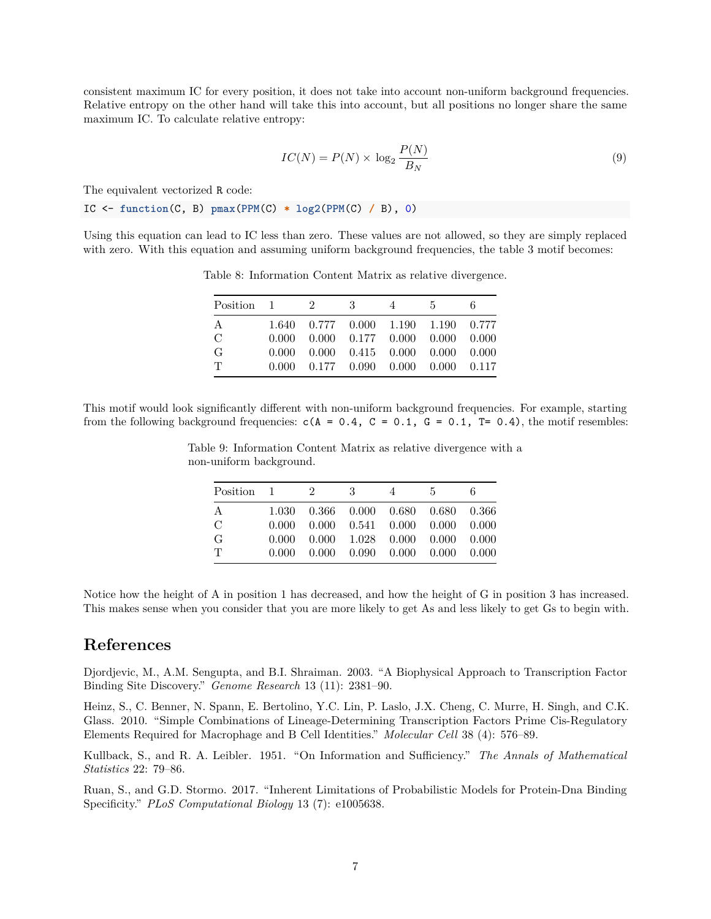consistent maximum IC for every position, it does not take into account non-uniform background frequencies. Relative entropy on the other hand will take this into account, but all positions no longer share the same maximum IC. To calculate relative entropy:

$$IC(N) = P(N) \times \log_2 \frac{P(N)}{B_N} \tag{9}$$

The equivalent vectorized R code:

```
IC <- function(C, B) pmax(PPM(C) * log2(PPM(C) / B), 0)
```

Using this equation can lead to IC less than zero. These values are not allowed, so they are simply replaced with zero. With this equation and assuming uniform background frequencies, the table 3 motif becomes:

Table 8: Information Content Matrix as relative divergence.

| Position | 1 | 2 | 3 | 4 | 5 | 6 |
|---|---|---|---|---|---|---|
| A | 1.640 | 0.777 | 0.000 | 1.190 | 1.190 | 0.777 |
| C | 0.000 | 0.000 | 0.177 | 0.000 | 0.000 | 0.000 |
| G | 0.000 | 0.000 | 0.415 | 0.000 | 0.000 | 0.000 |
| T | 0.000 | 0.177 | 0.090 | 0.000 | 0.000 | 0.117 |

This motif would look significantly different with non-uniform background frequencies. For example, starting from the following background frequencies: `c(A = 0.4, C = 0.1, G = 0.1, T= 0.4)`, the motif resembles:

Table 9: Information Content Matrix as relative divergence with a non-uniform background.

| Position | 1 | 2 | 3 | 4 | 5 | 6 |
|---|---|---|---|---|---|---|
| A | 1.030 | 0.366 | 0.000 | 0.680 | 0.680 | 0.366 |
| C | 0.000 | 0.000 | 0.541 | 0.000 | 0.000 | 0.000 |
| G | 0.000 | 0.000 | 1.028 | 0.000 | 0.000 | 0.000 |
| T | 0.000 | 0.000 | 0.090 | 0.000 | 0.000 | 0.000 |

Notice how the height of A in position 1 has decreased, and how the height of G in position 3 has increased. This makes sense when you consider that you are more likely to get As and less likely to get Gs to begin with.

# References

Djordjevic, M., A.M. Sengupta, and B.I. Shraiman. 2003. "A Biophysical Approach to Transcription Factor Binding Site Discovery." *Genome Research* 13 (11): 2381–90.

Heinz, S., C. Benner, N. Spann, E. Bertolino, Y.C. Lin, P. Laslo, J.X. Cheng, C. Murre, H. Singh, and C.K. Glass. 2010. "Simple Combinations of Lineage-Determining Transcription Factors Prime Cis-Regulatory Elements Required for Macrophage and B Cell Identities." *Molecular Cell* 38 (4): 576–89.

Kullback, S., and R. A. Leibler. 1951. "On Information and Sufficiency." *The Annals of Mathematical Statistics* 22: 79–86.

Ruan, S., and G.D. Stormo. 2017. "Inherent Limitations of Probabilistic Models for Protein-Dna Binding Specificity." *PLoS Computational Biology* 13 (7): e1005638.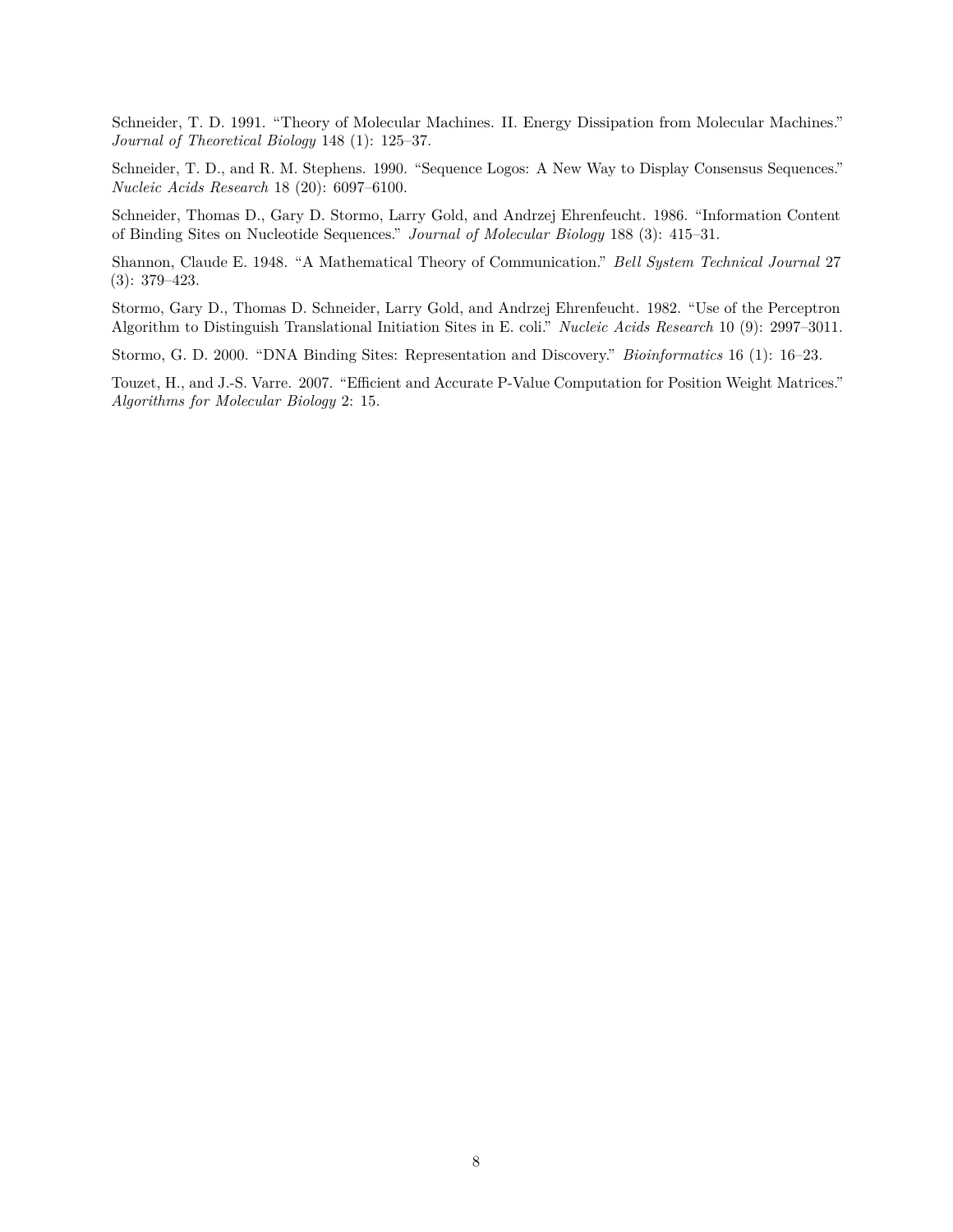Schneider, T. D. 1991. "Theory of Molecular Machines. II. Energy Dissipation from Molecular Machines." *Journal of Theoretical Biology* 148 (1): 125–37.

Schneider, T. D., and R. M. Stephens. 1990. "Sequence Logos: A New Way to Display Consensus Sequences." *Nucleic Acids Research* 18 (20): 6097–6100.

Schneider, Thomas D., Gary D. Stormo, Larry Gold, and Andrzej Ehrenfeucht. 1986. "Information Content of Binding Sites on Nucleotide Sequences." *Journal of Molecular Biology* 188 (3): 415–31.

Shannon, Claude E. 1948. "A Mathematical Theory of Communication." *Bell System Technical Journal* 27 (3): 379–423.

Stormo, Gary D., Thomas D. Schneider, Larry Gold, and Andrzej Ehrenfeucht. 1982. "Use of the Perceptron Algorithm to Distinguish Translational Initiation Sites in E. coli." *Nucleic Acids Research* 10 (9): 2997–3011.

Stormo, G. D. 2000. "DNA Binding Sites: Representation and Discovery." *Bioinformatics* 16 (1): 16–23.

Touzet, H., and J.-S. Varre. 2007. "Efficient and Accurate P-Value Computation for Position Weight Matrices." *Algorithms for Molecular Biology* 2: 15.